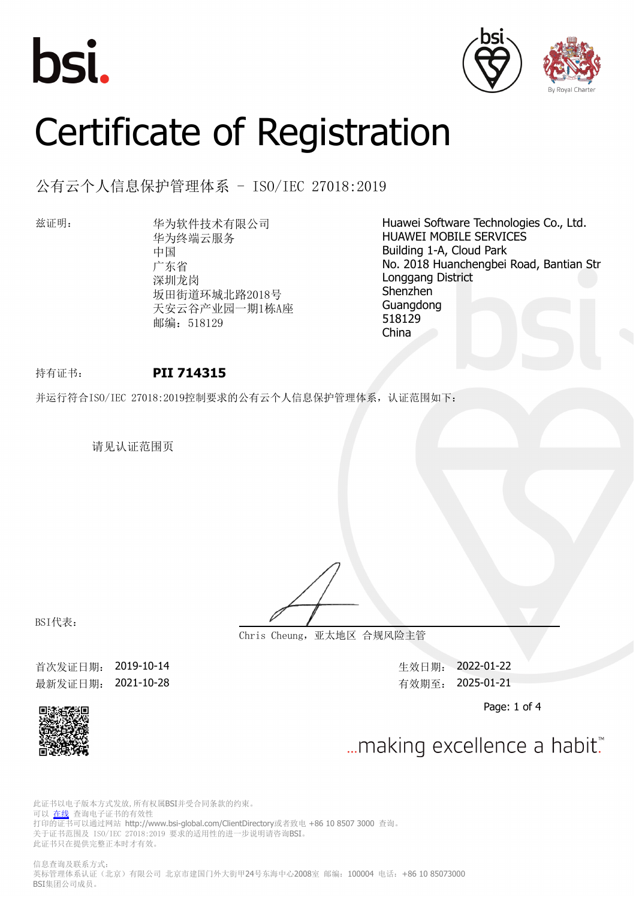# Certificate of Registration

## 公有云个人信息保护管理体系 - ISO/IEC 27018:2019

兹证明：

华为软件技术有限公司
华为终端云服务
中国
广东省
深圳龙岗
坂田街道环城北路2018号
天安云谷产业园一期1栋A座
邮编：518129

Huawei Software Technologies Co., Ltd.
HUAWEI MOBILE SERVICES
Building 1-A, Cloud Park
No. 2018 Huanchengbei Road, Bantian Str
Longgang District
Shenzhen
Guangdong
518129
China

持有证书： **PII 714315**

并运行符合ISO/IEC 27018:2019控制要求的公有云个人信息保护管理体系，认证范围如下：

请见认证范围页

BSI代表：

Chris Cheung，亚太地区 合规风险主管

首次发证日期： 2019-10-14
最新发证日期： 2021-10-28

生效日期： 2022-01-22
有效期至： 2025-01-21

...making excellence a habit.™

此证书以电子版本方式发放，所有权属BSI并受合同条款的约束。
可以 在线 查询电子证书的有效性
打印的证书可以通过网站 http://www.bsi-global.com/ClientDirectory或者致电 +86 10 8507 3000 查询。
关于证书范围及 ISO/IEC 27018:2019 要求的适用性的进一步说明请咨询BSI。
此证书只在提供完整正本时才有效。

信息查询及联系方式：
英标管理体系认证（北京）有限公司 北京市建国门外大街甲24号东海中心2008室 邮编：100004 电话：+86 10 85073000
BSI集团公司成员。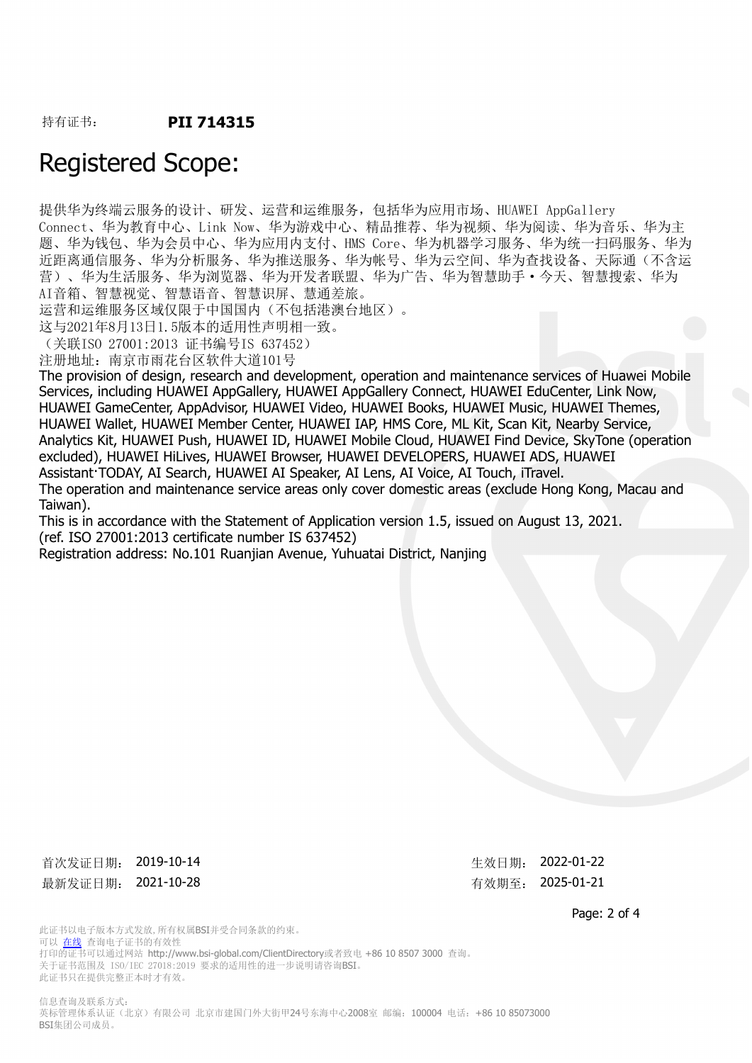持有证书： **PII 714315**

# Registered Scope:

提供华为终端云服务的设计、研发、运营和运维服务，包括华为应用市场、HUAWEI AppGallery Connect、华为教育中心、Link Now、华为游戏中心、精品推荐、华为视频、华为阅读、华为音乐、华为主题、华为钱包、华为会员中心、华为应用内支付、HMS Core、华为机器学习服务、华为统一扫码服务、华为近距离通信服务、华为分析服务、华为推送服务、华为帐号、华为云空间、华为查找设备、天际通（不含运营）、华为生活服务、华为浏览器、华为开发者联盟、华为广告、华为智慧助手・今天、智慧搜索、华为AI音箱、智慧视觉、智慧语音、智慧识屏、慧通差旅。
运营和运维服务区域仅限于中国国内（不包括港澳台地区）。
这与2021年8月13日1.5版本的适用性声明相一致。
（关联ISO 27001:2013 证书编号IS 637452）
注册地址：南京市雨花台区软件大道101号
The provision of design, research and development, operation and maintenance services of Huawei Mobile Services, including HUAWEI AppGallery, HUAWEI AppGallery Connect, HUAWEI EduCenter, Link Now, HUAWEI GameCenter, AppAdvisor, HUAWEI Video, HUAWEI Books, HUAWEI Music, HUAWEI Themes, HUAWEI Wallet, HUAWEI Member Center, HUAWEI IAP, HMS Core, ML Kit, Scan Kit, Nearby Service, Analytics Kit, HUAWEI Push, HUAWEI ID, HUAWEI Mobile Cloud, HUAWEI Find Device, SkyTone (operation excluded), HUAWEI HiLives, HUAWEI Browser, HUAWEI DEVELOPERS, HUAWEI ADS, HUAWEI Assistant·TODAY, AI Search, HUAWEI AI Speaker, AI Lens, AI Voice, AI Touch, iTravel.
The operation and maintenance service areas only cover domestic areas (exclude Hong Kong, Macau and Taiwan).
This is in accordance with the Statement of Application version 1.5, issued on August 13, 2021.
(ref. ISO 27001:2013 certificate number IS 637452)
Registration address: No.101 Ruanjian Avenue, Yuhuatai District, Nanjing

首次发证日期： 2019-10-14
最新发证日期： 2021-10-28

生效日期： 2022-01-22
有效期至： 2025-01-21

此证书以电子版本方式发放，所有权属BSI并受合同条款的约束。
可以 在线 查询电子证书的有效性
打印的证书可以通过网站 http://www.bsi-global.com/ClientDirectory或者致电 +86 10 8507 3000 查询。
关于证书范围及 ISO/IEC 27018:2019 要求的适用性的进一步说明请咨询BSI。
此证书只在提供完整正本时才有效。

信息查询及联系方式：
英标管理体系认证（北京）有限公司 北京市建国门外大街甲24号东海中心2008室 邮编：100004 电话：+86 10 85073000
BSI集团公司成员。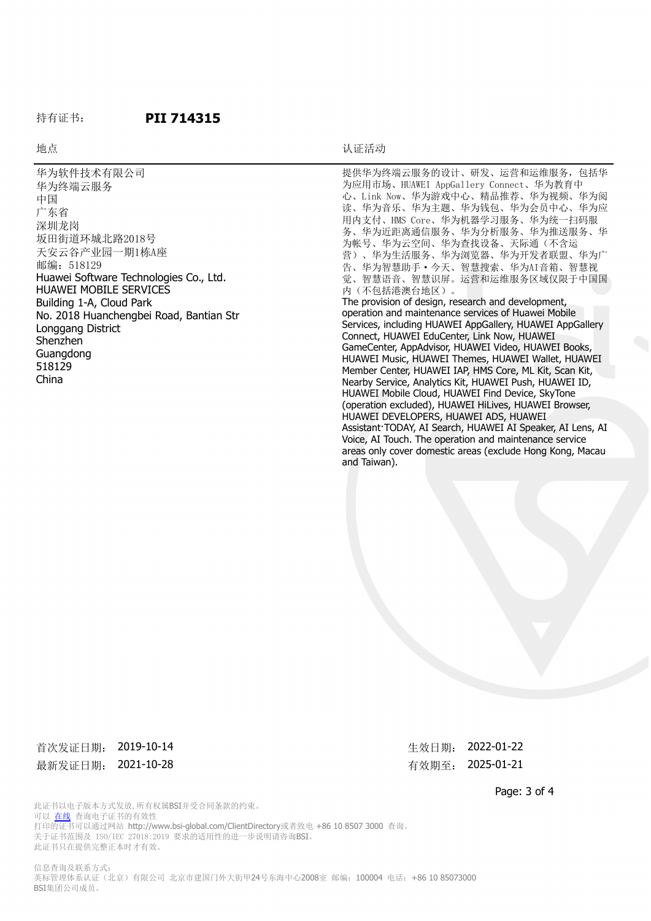持有证书： **PII 714315**

| 地点 | 认证活动 |
| --- | --- |
| 华为软件技术有限公司<br>华为终端云服务<br>中国<br>广东省<br>深圳龙岗<br>坂田街道环城北路2018号<br>天安云谷产业园一期1栋A座<br>邮编：518129<br>Huawei Software Technologies Co., Ltd.<br>HUAWEI MOBILE SERVICES<br>Building 1-A, Cloud Park<br>No. 2018 Huanchengbei Road, Bantian Str<br>Longgang District<br>Shenzhen<br>Guangdong<br>518129<br>China | 提供华为终端云服务的设计、研发、运营和运维服务，包括华为应用市场、HUAWEI AppGallery Connect、华为教育中心、Link Now、华为游戏中心、精品推荐、华为视频、华为阅读、华为音乐、华为主题、华为钱包、华为会员中心、华为应用内支付、HMS Core、华为机器学习服务、华为统一扫码服务、华为近距离通信服务、华为分析服务、华为推送服务、华为帐号、华为云空间、华为查找设备、天际通（不含运营）、华为生活服务、华为浏览器、华为开发者联盟、华为广告、华为智慧助手·今天、智慧搜索、华为AI音箱、智慧视觉、智慧语音、智慧识屏。运营和运维服务区域仅限于中国国内（不包括港澳台地区）。<br>The provision of design, research and development, operation and maintenance services of Huawei Mobile Services, including HUAWEI AppGallery, HUAWEI AppGallery Connect, HUAWEI EduCenter, Link Now, HUAWEI GameCenter, AppAdvisor, HUAWEI Video, HUAWEI Books, HUAWEI Music, HUAWEI Themes, HUAWEI Wallet, HUAWEI Member Center, HUAWEI IAP, HMS Core, ML Kit, Scan Kit, Nearby Service, Analytics Kit, HUAWEI Push, HUAWEI ID, HUAWEI Mobile Cloud, HUAWEI Find Device, SkyTone (operation excluded), HUAWEI HiLives, HUAWEI Browser, HUAWEI DEVELOPERS, HUAWEI ADS, HUAWEI Assistant·TODAY, AI Search, HUAWEI AI Speaker, AI Lens, AI Voice, AI Touch. The operation and maintenance service areas only cover domestic areas (exclude Hong Kong, Macau and Taiwan). |

首次发证日期： 2019-10-14

最新发证日期： 2021-10-28

生效日期： 2022-01-22

有效期至： 2025-01-21

此证书以电子版本方式发放，所有权属BSI并受合同条款的约束。
可以 在线 查询电子证书的有效性
打印的证书可以通过网站 http://www.bsi-global.com/ClientDirectory或者致电 +86 10 8507 3000 查询。
关于证书范围及 ISO/IEC 27018:2019 要求的适用性的进一步说明请咨询BSI。
此证书只在提供完整正本时才有效。

信息查询及联系方式：
英标管理体系认证（北京）有限公司 北京市建国门外大街甲24号东海中心2008室 邮编：100004 电话：+86 10 85073000
BSI集团公司成员。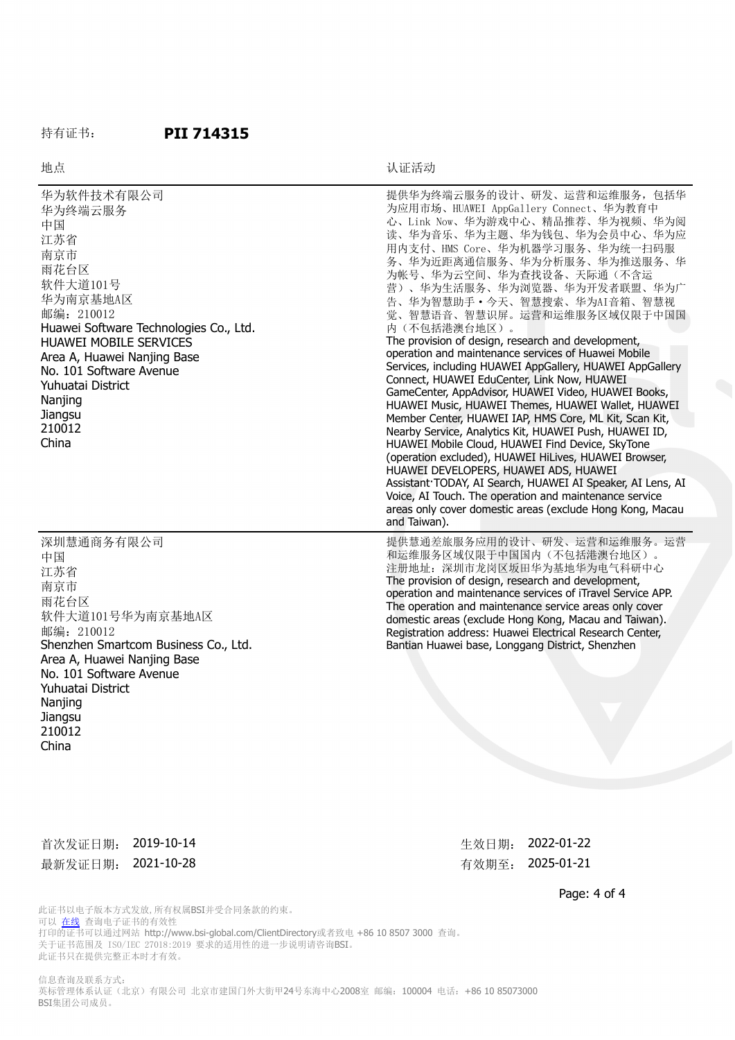持有证书： **PII 714315**

| 地点 | 认证活动 |
| --- | --- |
| 华为软件技术有限公司<br>华为终端云服务<br>中国<br>江苏省<br>南京市<br>雨花台区<br>软件大道101号<br>华为南京基地A区<br>邮编：210012<br>Huawei Software Technologies Co., Ltd.<br>HUAWEI MOBILE SERVICES<br>Area A, Huawei Nanjing Base<br>No. 101 Software Avenue<br>Yuhuatai District<br>Nanjing<br>Jiangsu<br>210012<br>China | 提供华为终端云服务的设计、研发、运营和运维服务，包括华为应用市场、HUAWEI AppGallery Connect、华为教育中心、Link Now、华为游戏中心、精品推荐、华为视频、华为阅读、华为音乐、华为主题、华为钱包、华为会员中心、华为应用内支付、HMS Core、华为机器学习服务、华为统一扫码服务、华为近距离通信服务、华为分析服务、华为推送服务、华为帐号、华为云空间、华为查找设备、天际通（不含运营）、华为生活服务、华为浏览器、华为开发者联盟、华为广告、华为智慧助手·今天、智慧搜索、华为AI音箱、智慧视觉、智慧语音、智慧识屏。运营和运维服务区域仅限于中国国内（不包括港澳台地区）。<br>The provision of design, research and development, operation and maintenance services of Huawei Mobile Services, including HUAWEI AppGallery, HUAWEI AppGallery Connect, HUAWEI EduCenter, Link Now, HUAWEI GameCenter, AppAdvisor, HUAWEI Video, HUAWEI Books, HUAWEI Music, HUAWEI Themes, HUAWEI Wallet, HUAWEI Member Center, HUAWEI IAP, HMS Core, ML Kit, Scan Kit, Nearby Service, Analytics Kit, HUAWEI Push, HUAWEI ID, HUAWEI Mobile Cloud, HUAWEI Find Device, SkyTone (operation excluded), HUAWEI HiLives, HUAWEI Browser, HUAWEI DEVELOPERS, HUAWEI ADS, HUAWEI Assistant·TODAY, AI Search, HUAWEI AI Speaker, AI Lens, AI Voice, AI Touch. The operation and maintenance service areas only cover domestic areas (exclude Hong Kong, Macau and Taiwan). |
| 深圳慧通商务有限公司<br>中国<br>江苏省<br>南京市<br>雨花台区<br>软件大道101号华为南京基地A区<br>邮编：210012<br>Shenzhen Smartcom Business Co., Ltd.<br>Area A, Huawei Nanjing Base<br>No. 101 Software Avenue<br>Yuhuatai District<br>Nanjing<br>Jiangsu<br>210012<br>China | 提供慧通差旅服务应用的设计、研发、运营和运维服务。运营和运维服务区域仅限于中国国内（不包括港澳台地区）。<br>注册地址：深圳市龙岗区坂田华为基地华为电气科研中心<br>The provision of design, research and development, operation and maintenance services of iTravel Service APP. The operation and maintenance service areas only cover domestic areas (exclude Hong Kong, Macau and Taiwan).<br>Registration address: Huawei Electrical Research Center, Bantian Huawei base, Longgang District, Shenzhen |

首次发证日期： 2019-10-14
最新发证日期： 2021-10-28

生效日期： 2022-01-22
有效期至： 2025-01-21

此证书以电子版本方式发放，所有权属BSI并受合同条款的约束。
可以 在线 查询电子证书的有效性
打印的证书可以通过网站 http://www.bsi-global.com/ClientDirectory或者致电 +86 10 8507 3000 查询。
关于证书范围及 ISO/IEC 27018:2019 要求的适用性的进一步说明请咨询BSI。
此证书只在提供完整正本时才有效。

信息查询及联系方式：
英标管理体系认证（北京）有限公司 北京市建国门外大街甲24号东海中心2008室 邮编：100004 电话：+86 10 85073000
BSI集团公司成员。